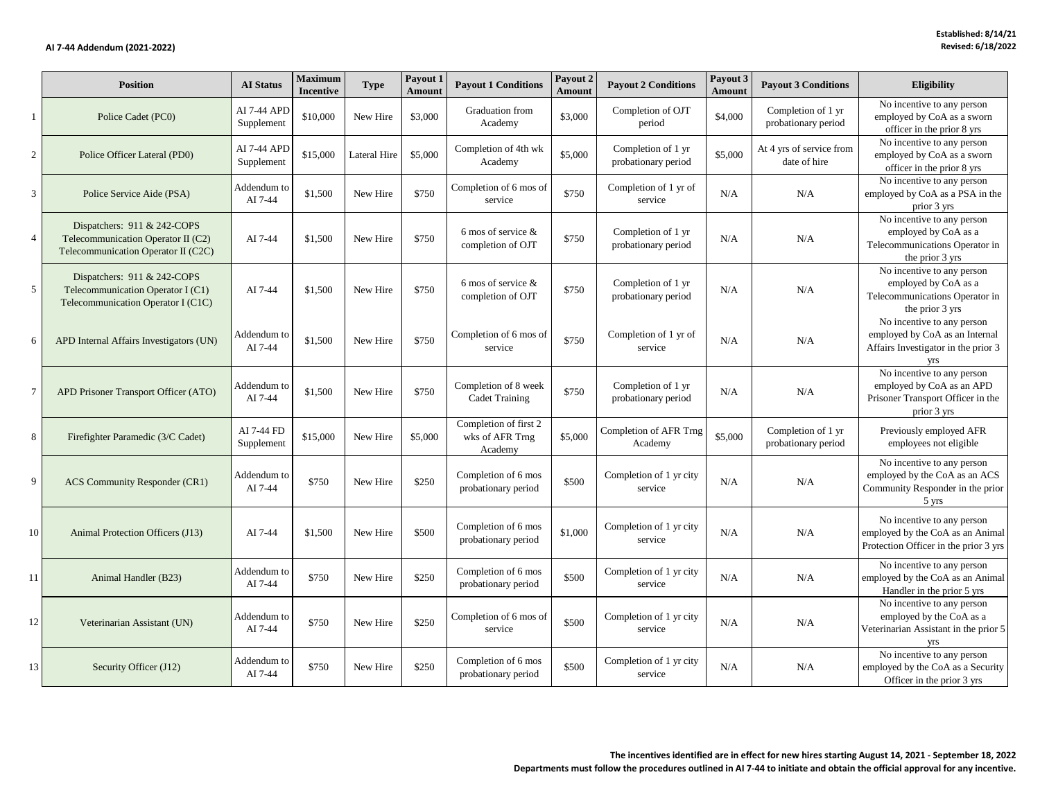**AI 7-44 Addendum (2021-2022)**

**Established: 8/14/21**
**Revised: 6/18/2022**

| | Position | AI Status | Maximum Incentive | Type | Payout 1 Amount | Payout 1 Conditions | Payout 2 Amount | Payout 2 Conditions | Payout 3 Amount | Payout 3 Conditions | Eligibility |
|---|---|---|---|---|---|---|---|---|---|---|---|
| 1 | Police Cadet (PC0) | AI 7-44 APD Supplement | $10,000 | New Hire | $3,000 | Graduation from Academy | $3,000 | Completion of OJT period | $4,000 | Completion of 1 yr probationary period | No incentive to any person employed by CoA as a sworn officer in the prior 8 yrs |
| 2 | Police Officer Lateral (PD0) | AI 7-44 APD Supplement | $15,000 | Lateral Hire | $5,000 | Completion of 4th wk Academy | $5,000 | Completion of 1 yr probationary period | $5,000 | At 4 yrs of service from date of hire | No incentive to any person employed by CoA as a sworn officer in the prior 8 yrs |
| 3 | Police Service Aide (PSA) | Addendum to AI 7-44 | $1,500 | New Hire | $750 | Completion of 6 mos of service | $750 | Completion of 1 yr of service | N/A | N/A | No incentive to any person employed by CoA as a PSA in the prior 3 yrs |
| 4 | Dispatchers: 911 & 242-COPS Telecommunication Operator II (C2) Telecommunication Operator II (C2C) | AI 7-44 | $1,500 | New Hire | $750 | 6 mos of service & completion of OJT | $750 | Completion of 1 yr probationary period | N/A | N/A | No incentive to any person employed by CoA as a Telecommunications Operator in the prior 3 yrs |
| 5 | Dispatchers: 911 & 242-COPS Telecommunication Operator I (C1) Telecommunication Operator I (C1C) | AI 7-44 | $1,500 | New Hire | $750 | 6 mos of service & completion of OJT | $750 | Completion of 1 yr probationary period | N/A | N/A | No incentive to any person employed by CoA as a Telecommunications Operator in the prior 3 yrs |
| 6 | APD Internal Affairs Investigators (UN) | Addendum to AI 7-44 | $1,500 | New Hire | $750 | Completion of 6 mos of service | $750 | Completion of 1 yr of service | N/A | N/A | No incentive to any person employed by CoA as an Internal Affairs Investigator in the prior 3 yrs |
| 7 | APD Prisoner Transport Officer (ATO) | Addendum to AI 7-44 | $1,500 | New Hire | $750 | Completion of 8 week Cadet Training | $750 | Completion of 1 yr probationary period | N/A | N/A | No incentive to any person employed by CoA as an APD Prisoner Transport Officer in the prior 3 yrs |
| 8 | Firefighter Paramedic (3/C Cadet) | AI 7-44 FD Supplement | $15,000 | New Hire | $5,000 | Completion of first 2 wks of AFR Trng Academy | $5,000 | Completion of AFR Trng Academy | $5,000 | Completion of 1 yr probationary period | Previously employed AFR employees not eligible |
| 9 | ACS Community Responder (CR1) | Addendum to AI 7-44 | $750 | New Hire | $250 | Completion of 6 mos probationary period | $500 | Completion of 1 yr city service | N/A | N/A | No incentive to any person employed by the CoA as an ACS Community Responder in the prior 5 yrs |
| 10 | Animal Protection Officers (J13) | AI 7-44 | $1,500 | New Hire | $500 | Completion of 6 mos probationary period | $1,000 | Completion of 1 yr city service | N/A | N/A | No incentive to any person employed by the CoA as an Animal Protection Officer in the prior 3 yrs |
| 11 | Animal Handler (B23) | Addendum to AI 7-44 | $750 | New Hire | $250 | Completion of 6 mos probationary period | $500 | Completion of 1 yr city service | N/A | N/A | No incentive to any person employed by the CoA as an Animal Handler in the prior 5 yrs |
| 12 | Veterinarian Assistant (UN) | Addendum to AI 7-44 | $750 | New Hire | $250 | Completion of 6 mos of service | $500 | Completion of 1 yr city service | N/A | N/A | No incentive to any person employed by the CoA as a Veterinarian Assistant in the prior 5 yrs |
| 13 | Security Officer (J12) | Addendum to AI 7-44 | $750 | New Hire | $250 | Completion of 6 mos probationary period | $500 | Completion of 1 yr city service | N/A | N/A | No incentive to any person employed by the CoA as a Security Officer in the prior 3 yrs |

**The incentives identified are in effect for new hires starting August 14, 2021 - September 18, 2022**
**Departments must follow the procedures outlined in AI 7-44 to initiate and obtain the official approval for any incentive.**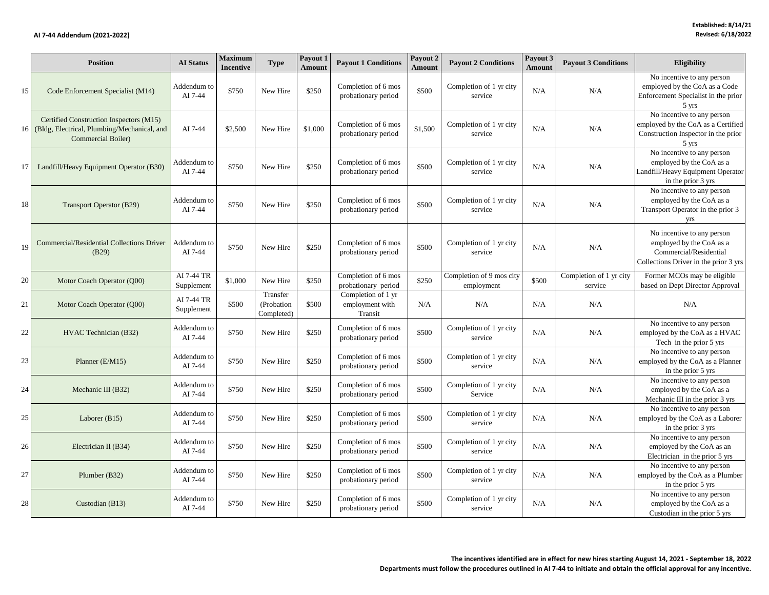**AI 7-44 Addendum (2021-2022)**

**Established: 8/14/21**
**Revised: 6/18/2022**

| | Position | AI Status | Maximum Incentive | Type | Payout 1 Amount | Payout 1 Conditions | Payout 2 Amount | Payout 2 Conditions | Payout 3 Amount | Payout 3 Conditions | Eligibility |
|---|---|---|---|---|---|---|---|---|---|---|---|
| 15 | Code Enforcement Specialist (M14) | Addendum to AI 7-44 | $750 | New Hire | $250 | Completion of 6 mos probationary period | $500 | Completion of 1 yr city service | N/A | N/A | No incentive to any person employed by the CoA as a Code Enforcement Specialist in the prior 5 yrs |
| 16 | Certified Construction Inspectors (M15) (Bldg, Electrical, Plumbing/Mechanical, and Commercial Boiler) | AI 7-44 | $2,500 | New Hire | $1,000 | Completion of 6 mos probationary period | $1,500 | Completion of 1 yr city service | N/A | N/A | No incentive to any person employed by the CoA as a Certified Construction Inspector in the prior 5 yrs |
| 17 | Landfill/Heavy Equipment Operator (B30) | Addendum to AI 7-44 | $750 | New Hire | $250 | Completion of 6 mos probationary period | $500 | Completion of 1 yr city service | N/A | N/A | No incentive to any person employed by the CoA as a Landfill/Heavy Equipment Operator in the prior 3 yrs |
| 18 | Transport Operator (B29) | Addendum to AI 7-44 | $750 | New Hire | $250 | Completion of 6 mos probationary period | $500 | Completion of 1 yr city service | N/A | N/A | No incentive to any person employed by the CoA as a Transport Operator in the prior 3 yrs |
| 19 | Commercial/Residential Collections Driver (B29) | Addendum to AI 7-44 | $750 | New Hire | $250 | Completion of 6 mos probationary period | $500 | Completion of 1 yr city service | N/A | N/A | No incentive to any person employed by the CoA as a Commercial/Residential Collections Driver in the prior 3 yrs |
| 20 | Motor Coach Operator (Q00) | AI 7-44 TR Supplement | $1,000 | New Hire | $250 | Completion of 6 mos probationary period | $250 | Completion of 9 mos city employment | $500 | Completion of 1 yr city service | Former MCOs may be eligible based on Dept Director Approval |
| 21 | Motor Coach Operator (Q00) | AI 7-44 TR Supplement | $500 | Transfer (Probation Completed) | $500 | Completion of 1 yr employment with Transit | N/A | N/A | N/A | N/A | N/A |
| 22 | HVAC Technician (B32) | Addendum to AI 7-44 | $750 | New Hire | $250 | Completion of 6 mos probationary period | $500 | Completion of 1 yr city service | N/A | N/A | No incentive to any person employed by the CoA as a HVAC Tech in the prior 5 yrs |
| 23 | Planner (E/M15) | Addendum to AI 7-44 | $750 | New Hire | $250 | Completion of 6 mos probationary period | $500 | Completion of 1 yr city service | N/A | N/A | No incentive to any person employed by the CoA as a Planner in the prior 5 yrs |
| 24 | Mechanic III (B32) | Addendum to AI 7-44 | $750 | New Hire | $250 | Completion of 6 mos probationary period | $500 | Completion of 1 yr city Service | N/A | N/A | No incentive to any person employed by the CoA as a Mechanic III in the prior 3 yrs |
| 25 | Laborer (B15) | Addendum to AI 7-44 | $750 | New Hire | $250 | Completion of 6 mos probationary period | $500 | Completion of 1 yr city service | N/A | N/A | No incentive to any person employed by the CoA as a Laborer in the prior 3 yrs |
| 26 | Electrician II (B34) | Addendum to AI 7-44 | $750 | New Hire | $250 | Completion of 6 mos probationary period | $500 | Completion of 1 yr city service | N/A | N/A | No incentive to any person employed by the CoA as an Electrician in the prior 5 yrs |
| 27 | Plumber (B32) | Addendum to AI 7-44 | $750 | New Hire | $250 | Completion of 6 mos probationary period | $500 | Completion of 1 yr city service | N/A | N/A | No incentive to any person employed by the CoA as a Plumber in the prior 5 yrs |
| 28 | Custodian (B13) | Addendum to AI 7-44 | $750 | New Hire | $250 | Completion of 6 mos probationary period | $500 | Completion of 1 yr city service | N/A | N/A | No incentive to any person employed by the CoA as a Custodian in the prior 5 yrs |

**The incentives identified are in effect for new hires starting August 14, 2021 - September 18, 2022**
**Departments must follow the procedures outlined in AI 7-44 to initiate and obtain the official approval for any incentive.**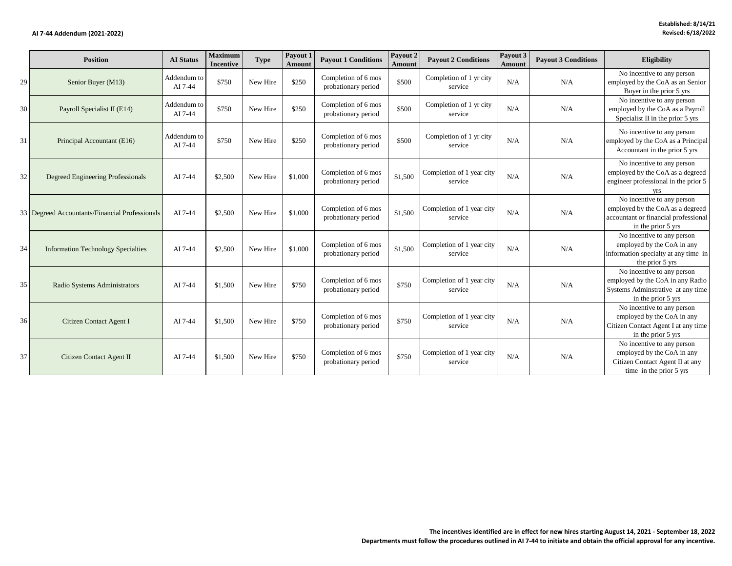**AI 7-44 Addendum (2021-2022)**

**Established: 8/14/21**
**Revised: 6/18/2022**

| | Position | AI Status | Maximum Incentive | Type | Payout 1 Amount | Payout 1 Conditions | Payout 2 Amount | Payout 2 Conditions | Payout 3 Amount | Payout 3 Conditions | Eligibility |
|---|---|---|---|---|---|---|---|---|---|---|---|
| 29 | Senior Buyer (M13) | Addendum to AI 7-44 | $750 | New Hire | $250 | Completion of 6 mos probationary period | $500 | Completion of 1 yr city service | N/A | N/A | No incentive to any person employed by the CoA as an Senior Buyer in the prior 5 yrs |
| 30 | Payroll Specialist II (E14) | Addendum to AI 7-44 | $750 | New Hire | $250 | Completion of 6 mos probationary period | $500 | Completion of 1 yr city service | N/A | N/A | No incentive to any person employed by the CoA as a Payroll Specialist II in the prior 5 yrs |
| 31 | Principal Accountant (E16) | Addendum to AI 7-44 | $750 | New Hire | $250 | Completion of 6 mos probationary period | $500 | Completion of 1 yr city service | N/A | N/A | No incentive to any person employed by the CoA as a Principal Accountant in the prior 5 yrs |
| 32 | Degreed Engineering Professionals | AI 7-44 | $2,500 | New Hire | $1,000 | Completion of 6 mos probationary period | $1,500 | Completion of 1 year city service | N/A | N/A | No incentive to any person employed by the CoA as a degreed engineer professional in the prior 5 yrs |
| 33 | Degreed Accountants/Financial Professionals | AI 7-44 | $2,500 | New Hire | $1,000 | Completion of 6 mos probationary period | $1,500 | Completion of 1 year city service | N/A | N/A | No incentive to any person employed by the CoA as a degreed accountant or financial professional in the prior 5 yrs |
| 34 | Information Technology Specialties | AI 7-44 | $2,500 | New Hire | $1,000 | Completion of 6 mos probationary period | $1,500 | Completion of 1 year city service | N/A | N/A | No incentive to any person employed by the CoA in any information specialty at any time in the prior 5 yrs |
| 35 | Radio Systems Administrators | AI 7-44 | $1,500 | New Hire | $750 | Completion of 6 mos probationary period | $750 | Completion of 1 year city service | N/A | N/A | No incentive to any person employed by the CoA in any Radio Systems Adminstrative at any time in the prior 5 yrs |
| 36 | Citizen Contact Agent I | AI 7-44 | $1,500 | New Hire | $750 | Completion of 6 mos probationary period | $750 | Completion of 1 year city service | N/A | N/A | No incentive to any person employed by the CoA in any Citizen Contact Agent I at any time in the prior 5 yrs |
| 37 | Citizen Contact Agent II | AI 7-44 | $1,500 | New Hire | $750 | Completion of 6 mos probationary period | $750 | Completion of 1 year city service | N/A | N/A | No incentive to any person employed by the CoA in any Citizen Contact Agent II at any time in the prior 5 yrs |

**The incentives identified are in effect for new hires starting August 14, 2021 - September 18, 2022**
**Departments must follow the procedures outlined in AI 7-44 to initiate and obtain the official approval for any incentive.**